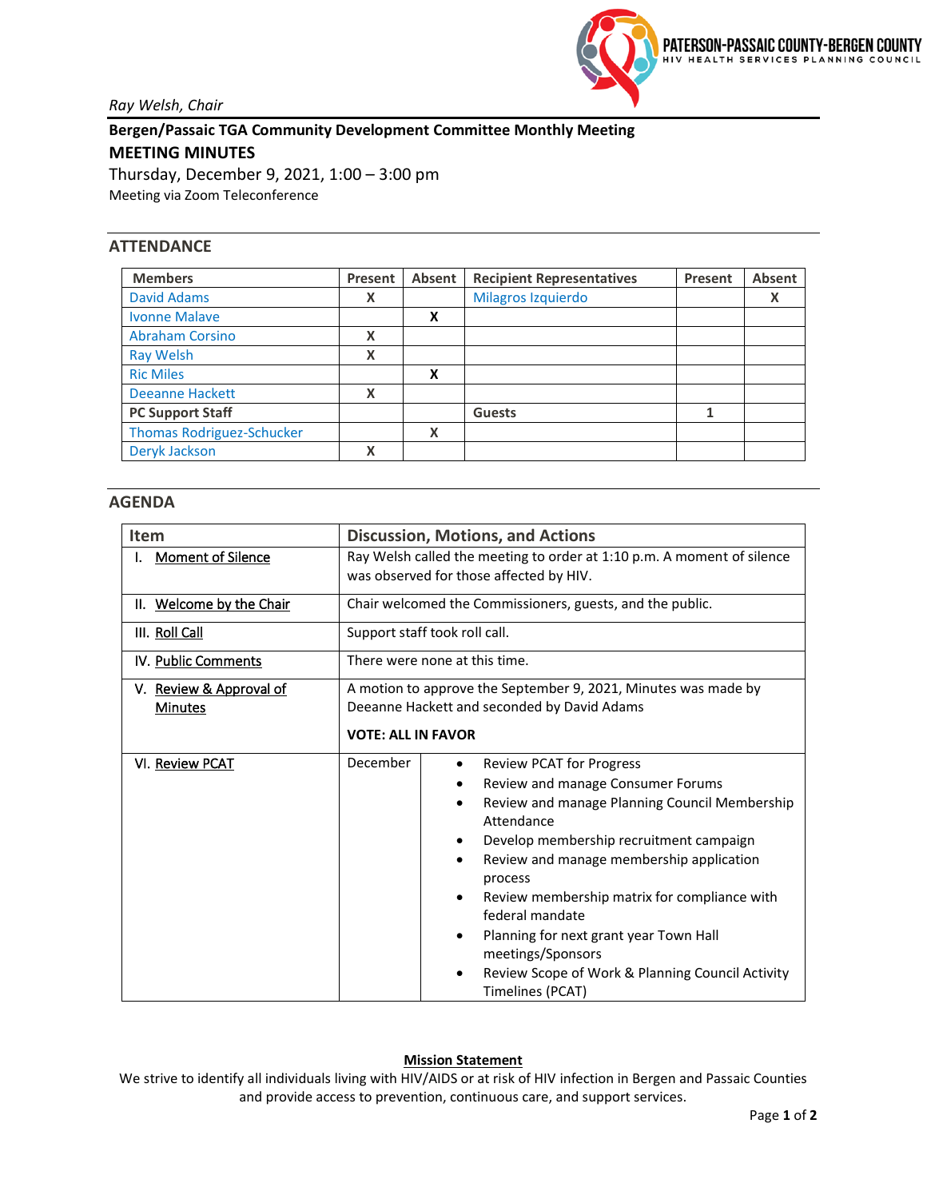PATERSON-PASSAIC COUNTY-BERGEN COUNTY
HIV HEALTH SERVICES PLANNING COUNCIL

*Ray Welsh, Chair*

**Bergen/Passaic TGA Community Development Committee Monthly Meeting**

**MEETING MINUTES**

Thursday, December 9, 2021, 1:00 – 3:00 pm

Meeting via Zoom Teleconference

## ATTENDANCE

| Members | Present | Absent | Recipient Representatives | Present | Absent |
|---|---|---|---|---|---|
| David Adams | X | | Milagros Izquierdo | | X |
| Ivonne Malave | | X | | | |
| Abraham Corsino | X | | | | |
| Ray Welsh | X | | | | |
| Ric Miles | | X | | | |
| Deeanne Hackett | X | | | | |
| **PC Support Staff** | | | **Guests** | 1 | |
| Thomas Rodriguez-Schucker | | X | | | |
| Deryk Jackson | X | | | | |

## AGENDA

| Item | Discussion, Motions, and Actions | |
|---|---|---|
| I. Moment of Silence | Ray Welsh called the meeting to order at 1:10 p.m. A moment of silence was observed for those affected by HIV. | |
| II. Welcome by the Chair | Chair welcomed the Commissioners, guests, and the public. | |
| III. Roll Call | Support staff took roll call. | |
| IV. Public Comments | There were none at this time. | |
| V. Review & Approval of Minutes | A motion to approve the September 9, 2021, Minutes was made by Deeanne Hackett and seconded by David Adams<br><br>**VOTE: ALL IN FAVOR** | |
| VI. Review PCAT | December | • Review PCAT for Progress<br>• Review and manage Consumer Forums<br>• Review and manage Planning Council Membership Attendance<br>• Develop membership recruitment campaign<br>• Review and manage membership application process<br>• Review membership matrix for compliance with federal mandate<br>• Planning for next grant year Town Hall meetings/Sponsors<br>• Review Scope of Work & Planning Council Activity Timelines (PCAT) |

**Mission Statement**

We strive to identify all individuals living with HIV/AIDS or at risk of HIV infection in Bergen and Passaic Counties and provide access to prevention, continuous care, and support services.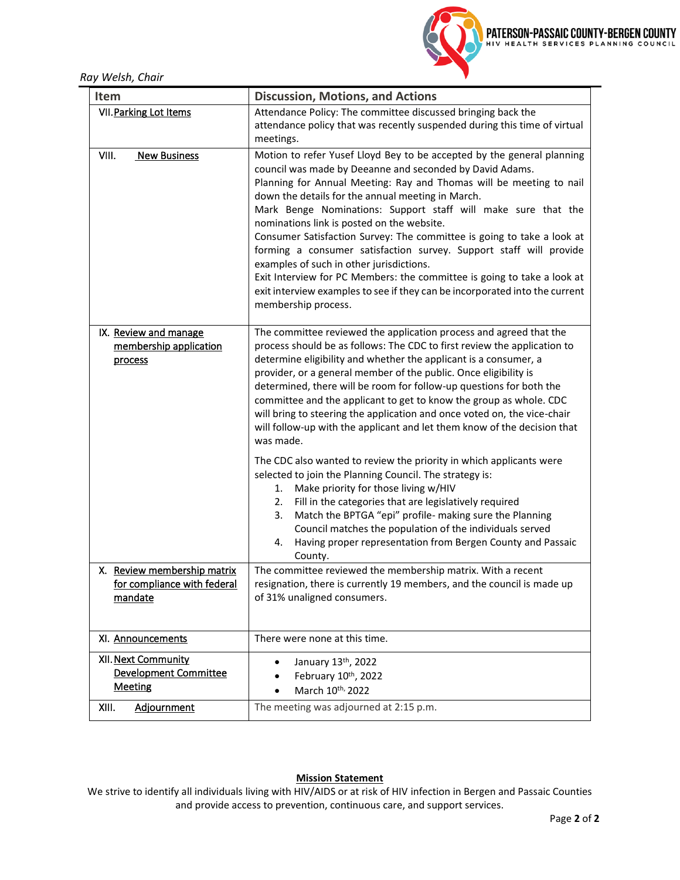*Ray Welsh, Chair*

| Item | Discussion, Motions, and Actions |
|---|---|
| VII. Parking Lot Items | Attendance Policy: The committee discussed bringing back the attendance policy that was recently suspended during this time of virtual meetings. |
| VIII. New Business | Motion to refer Yusef Lloyd Bey to be accepted by the general planning council was made by Deeanne and seconded by David Adams.<br>Planning for Annual Meeting: Ray and Thomas will be meeting to nail down the details for the annual meeting in March.<br>Mark Benge Nominations: Support staff will make sure that the nominations link is posted on the website.<br>Consumer Satisfaction Survey: The committee is going to take a look at forming a consumer satisfaction survey. Support staff will provide examples of such in other jurisdictions.<br>Exit Interview for PC Members: the committee is going to take a look at exit interview examples to see if they can be incorporated into the current membership process. |
| IX. Review and manage membership application process | The committee reviewed the application process and agreed that the process should be as follows: The CDC to first review the application to determine eligibility and whether the applicant is a consumer, a provider, or a general member of the public. Once eligibility is determined, there will be room for follow-up questions for both the committee and the applicant to get to know the group as whole. CDC will bring to steering the application and once voted on, the vice-chair will follow-up with the applicant and let them know of the decision that was made.<br><br>The CDC also wanted to review the priority in which applicants were selected to join the Planning Council. The strategy is:<br>1. Make priority for those living w/HIV<br>2. Fill in the categories that are legislatively required<br>3. Match the BPTGA "epi" profile- making sure the Planning Council matches the population of the individuals served<br>4. Having proper representation from Bergen County and Passaic County. |
| X. Review membership matrix for compliance with federal mandate | The committee reviewed the membership matrix. With a recent resignation, there is currently 19 members, and the council is made up of 31% unaligned consumers. |
| XI. Announcements | There were none at this time. |
| XII. Next Community Development Committee Meeting | • January 13th, 2022<br>• February 10th, 2022<br>• March 10th, 2022 |
| XIII. Adjournment | The meeting was adjourned at 2:15 p.m. |

**Mission Statement**

We strive to identify all individuals living with HIV/AIDS or at risk of HIV infection in Bergen and Passaic Counties and provide access to prevention, continuous care, and support services.